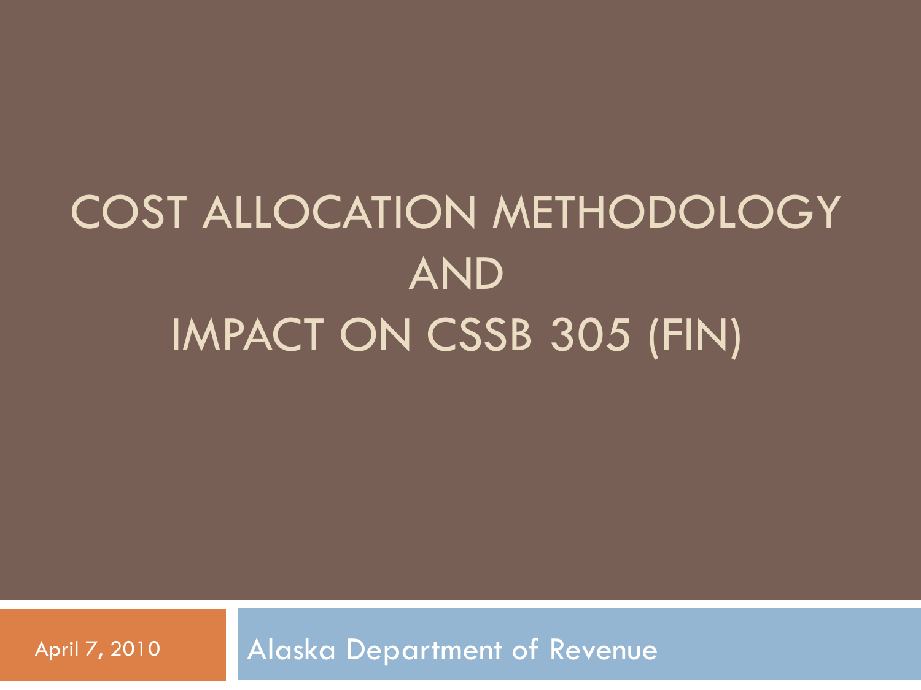# COST ALLOCATION METHODOLOGY AND IMPACT ON CSSB 305 (FIN)

April 7, 2010

Alaska Department of Revenue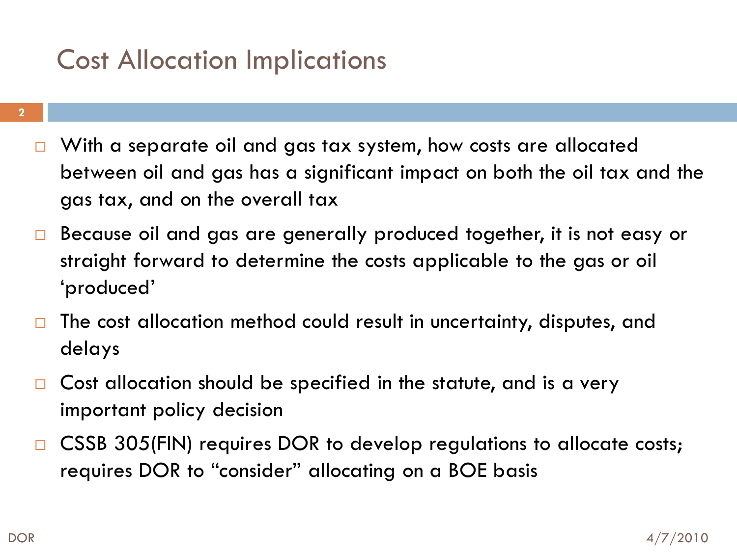# Cost Allocation Implications

- With a separate oil and gas tax system, how costs are allocated between oil and gas has a significant impact on both the oil tax and the gas tax, and on the overall tax
- Because oil and gas are generally produced together, it is not easy or straight forward to determine the costs applicable to the gas or oil 'produced'
- The cost allocation method could result in uncertainty, disputes, and delays
- Cost allocation should be specified in the statute, and is a very important policy decision
- CSSB 305(FIN) requires DOR to develop regulations to allocate costs; requires DOR to "consider" allocating on a BOE basis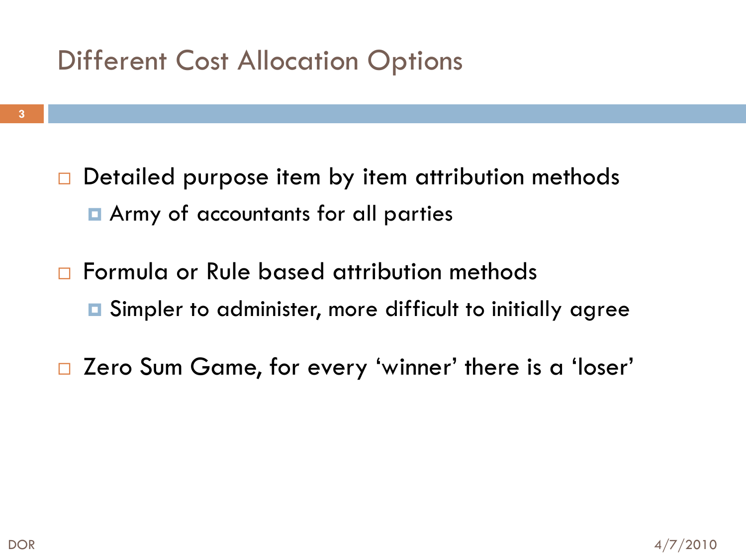# Different Cost Allocation Options

- Detailed purpose item by item attribution methods
  - Army of accountants for all parties
- Formula or Rule based attribution methods
  - Simpler to administer, more difficult to initially agree
- Zero Sum Game, for every 'winner' there is a 'loser'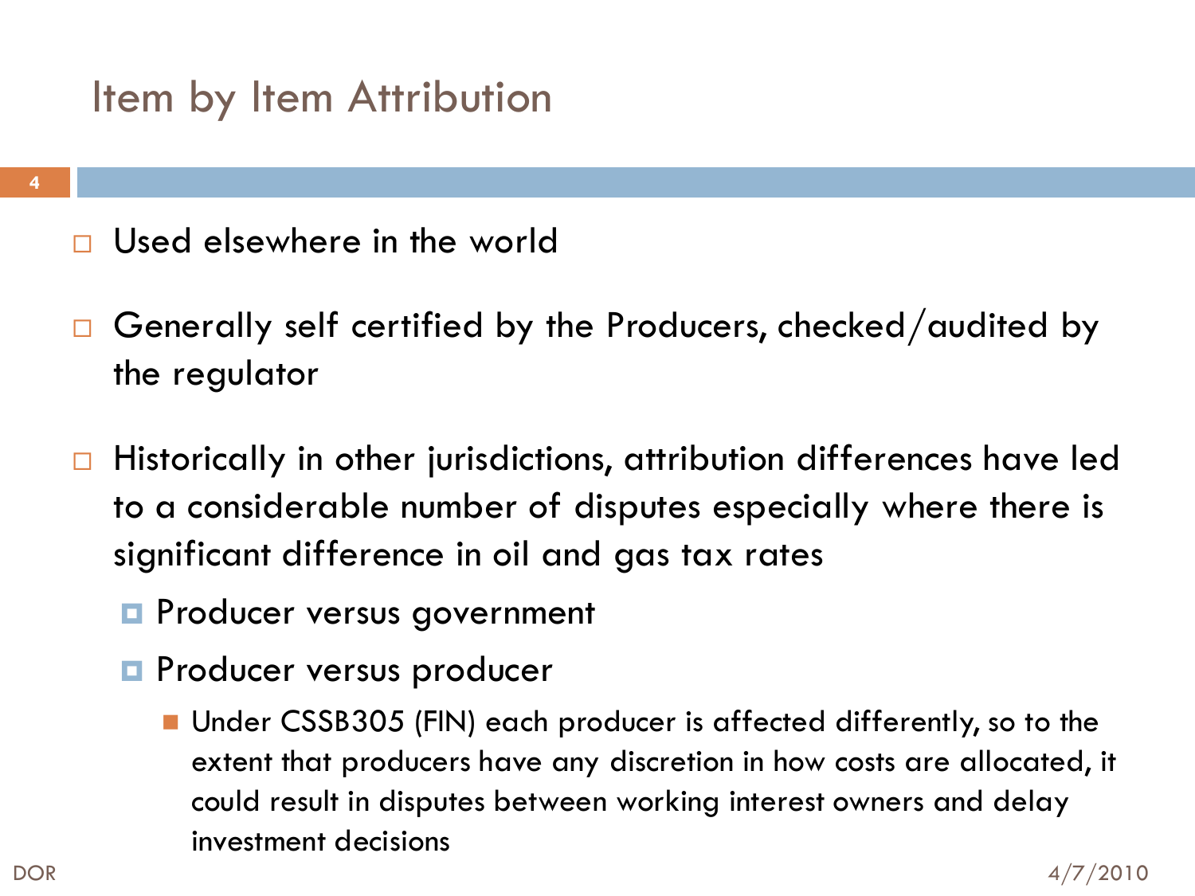# Item by Item Attribution

- Used elsewhere in the world
- Generally self certified by the Producers, checked/audited by the regulator
- Historically in other jurisdictions, attribution differences have led to a considerable number of disputes especially where there is significant difference in oil and gas tax rates
  - Producer versus government
  - Producer versus producer
    - Under CSSB305 (FIN) each producer is affected differently, so to the extent that producers have any discretion in how costs are allocated, it could result in disputes between working interest owners and delay investment decisions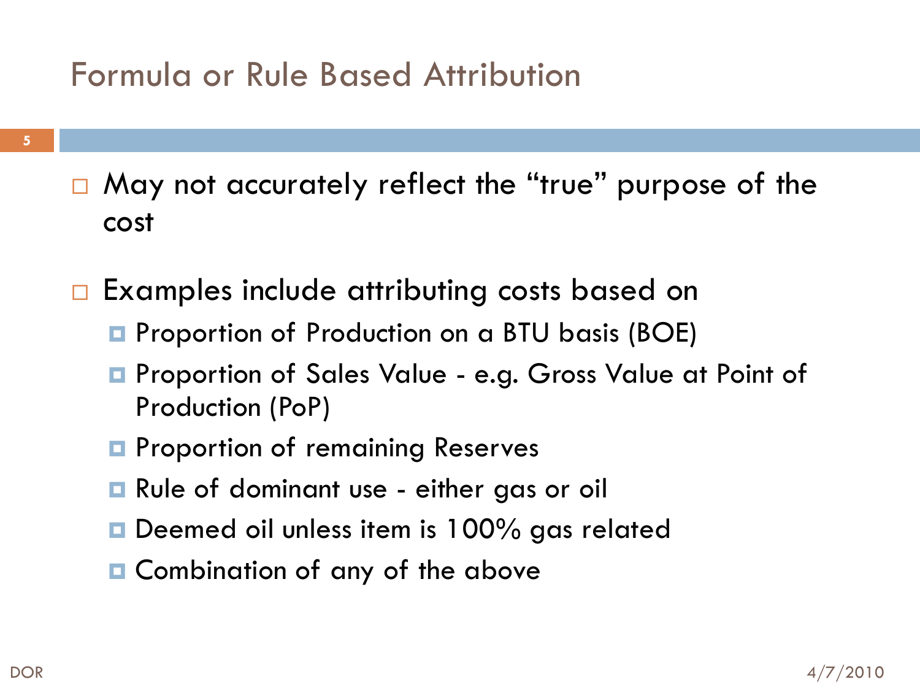# Formula or Rule Based Attribution

- May not accurately reflect the "true" purpose of the cost
- Examples include attributing costs based on
  - Proportion of Production on a BTU basis (BOE)
  - Proportion of Sales Value - e.g. Gross Value at Point of Production (PoP)
  - Proportion of remaining Reserves
  - Rule of dominant use - either gas or oil
  - Deemed oil unless item is 100% gas related
  - Combination of any of the above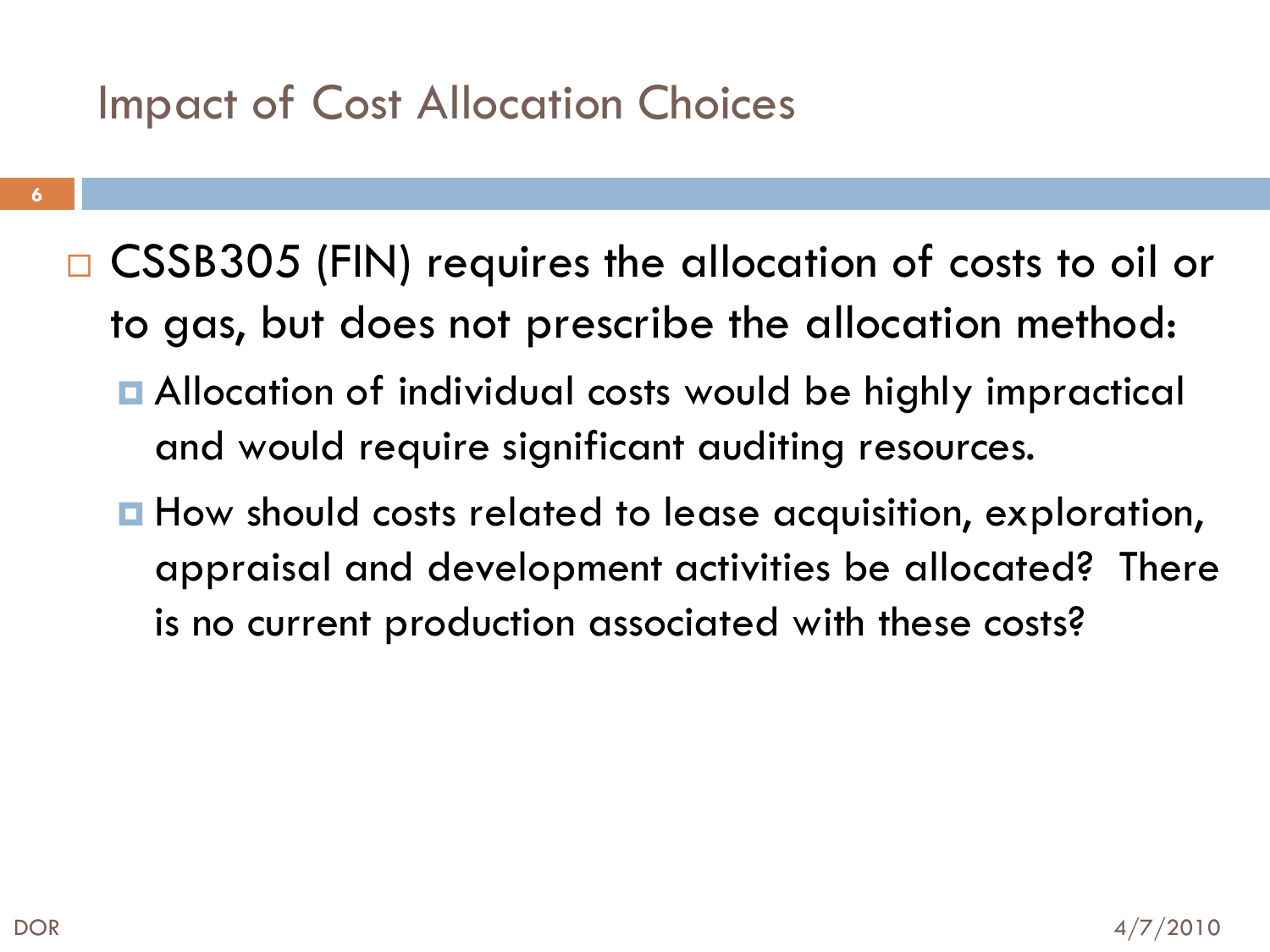# Impact of Cost Allocation Choices

- CSSB305 (FIN) requires the allocation of costs to oil or to gas, but does not prescribe the allocation method:
  - Allocation of individual costs would be highly impractical and would require significant auditing resources.
  - How should costs related to lease acquisition, exploration, appraisal and development activities be allocated? There is no current production associated with these costs?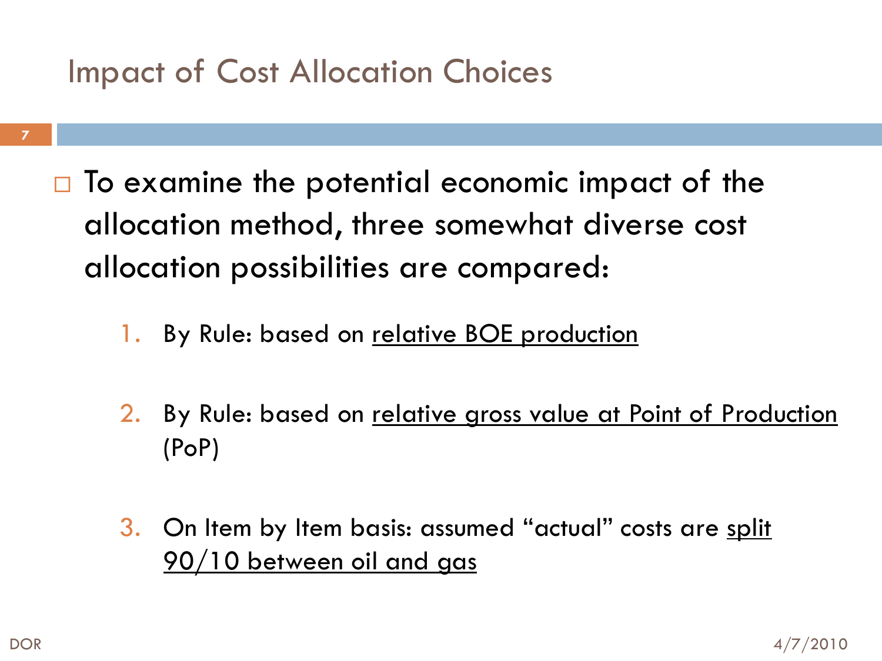# Impact of Cost Allocation Choices

- To examine the potential economic impact of the allocation method, three somewhat diverse cost allocation possibilities are compared:

  1. By Rule: based on <u>relative BOE production</u>

  2. By Rule: based on <u>relative gross value at Point of Production</u> (PoP)

  3. On Item by Item basis: assumed "actual" costs are <u>split 90/10 between oil and gas</u>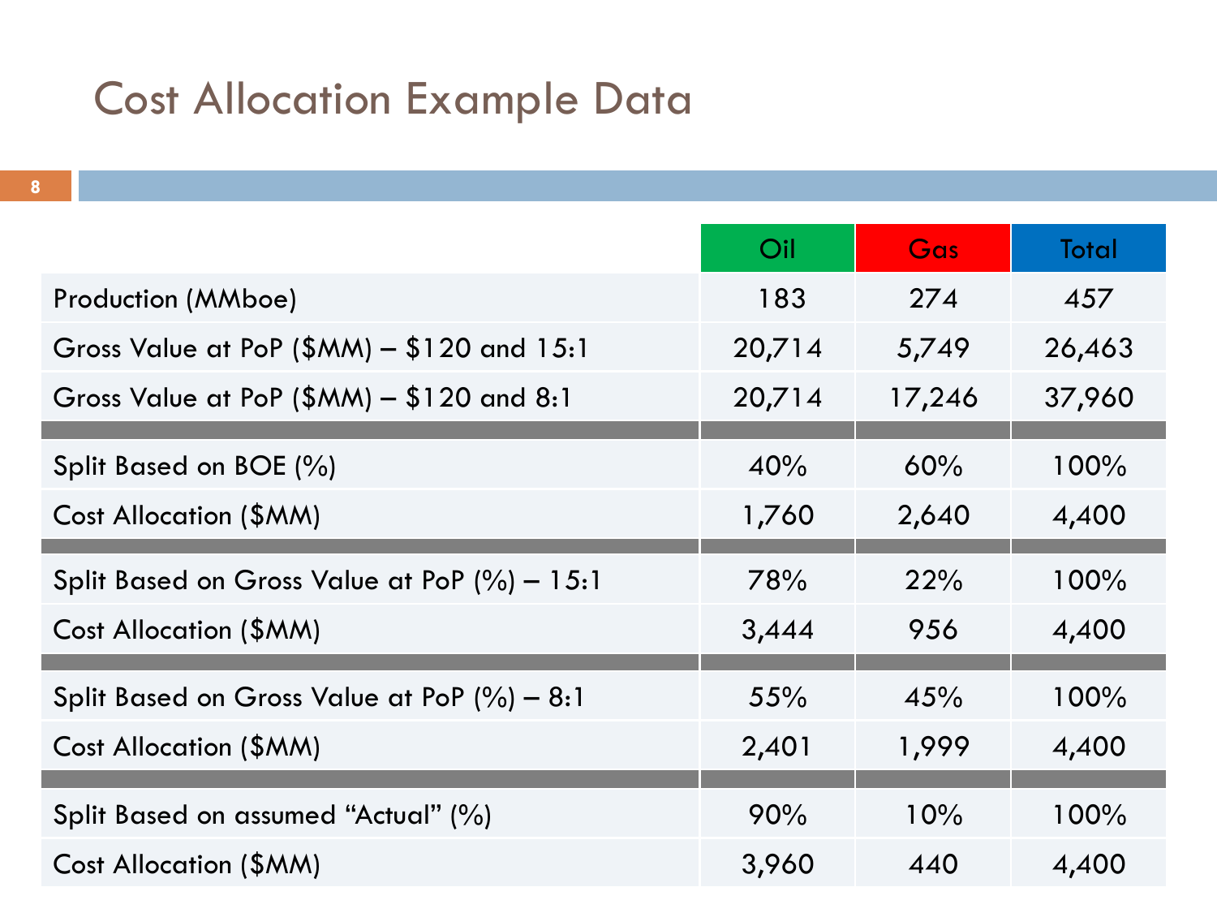# Cost Allocation Example Data

| | Oil | Gas | Total |
|---|---|---|---|
| Production (MMboe) | 183 | 274 | 457 |
| Gross Value at PoP ($MM) – $120 and 15:1 | 20,714 | 5,749 | 26,463 |
| Gross Value at PoP ($MM) – $120 and 8:1 | 20,714 | 17,246 | 37,960 |
| | | | |
| Split Based on BOE (%) | 40% | 60% | 100% |
| Cost Allocation ($MM) | 1,760 | 2,640 | 4,400 |
| | | | |
| Split Based on Gross Value at PoP (%) – 15:1 | 78% | 22% | 100% |
| Cost Allocation ($MM) | 3,444 | 956 | 4,400 |
| | | | |
| Split Based on Gross Value at PoP (%) – 8:1 | 55% | 45% | 100% |
| Cost Allocation ($MM) | 2,401 | 1,999 | 4,400 |
| | | | |
| Split Based on assumed "Actual" (%) | 90% | 10% | 100% |
| Cost Allocation ($MM) | 3,960 | 440 | 4,400 |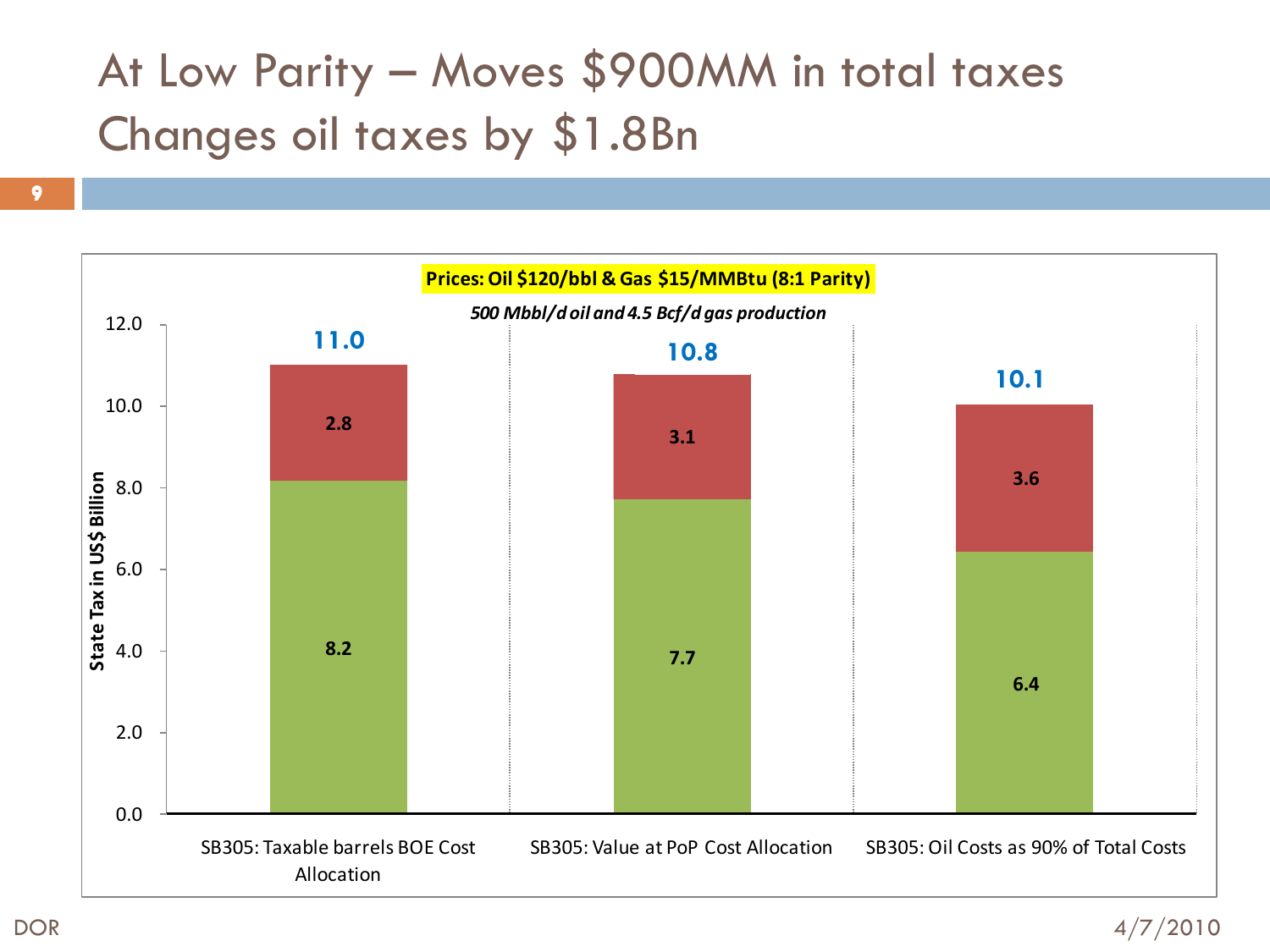# At Low Parity – Moves $900MM in total taxes Changes oil taxes by $1.8Bn

**Prices: Oil $120/bbl & Gas $15/MMBtu (8:1 Parity)**

*500 Mbbl/d oil and 4.5 Bcf/d gas production*

State Tax in US$ Billion

| | SB305: Taxable barrels BOE Cost Allocation | SB305: Value at PoP Cost Allocation | SB305: Oil Costs as 90% of Total Costs |
|---|---|---|---|
| Green segment | 8.2 | 7.7 | 6.4 |
| Red segment | 2.8 | 3.1 | 3.6 |
| Total | 11.0 | 10.8 | 10.1 |

DOR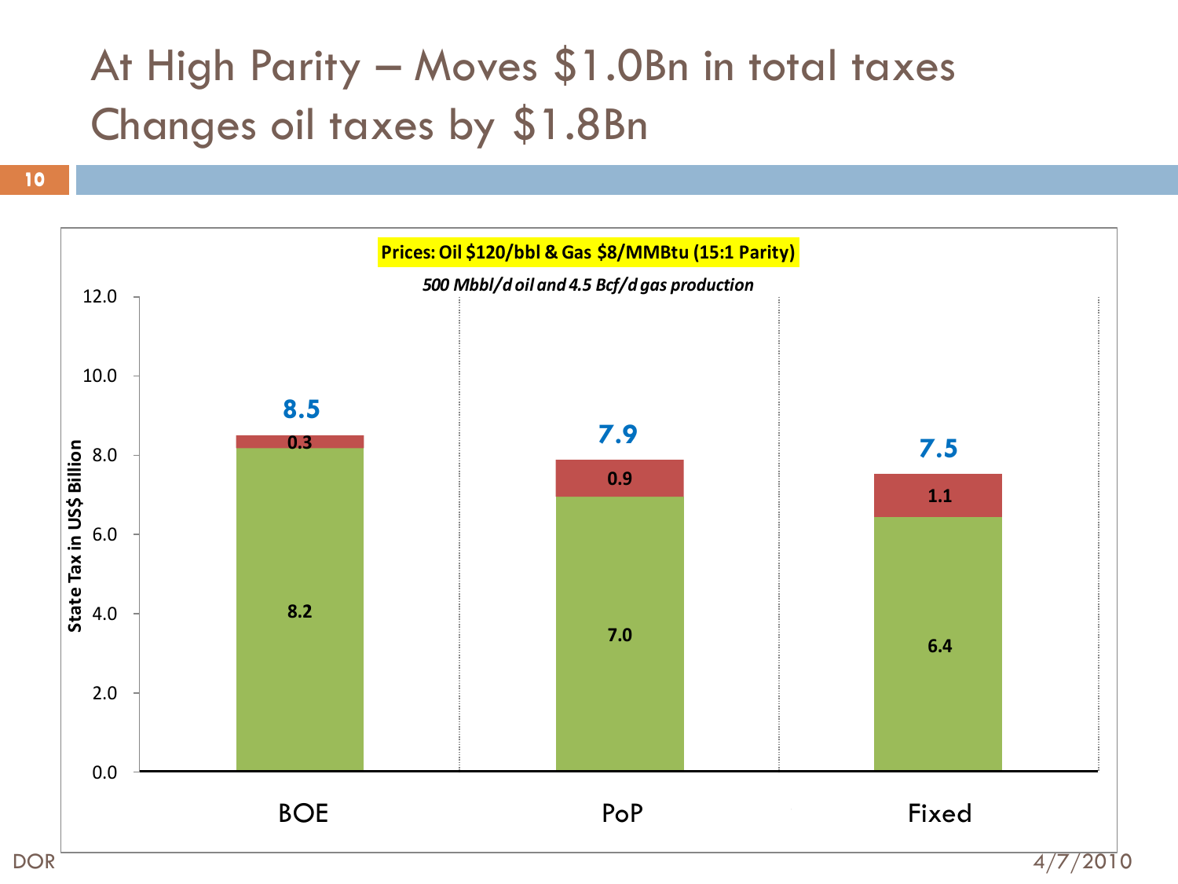# At High Parity – Moves $1.0Bn in total taxes Changes oil taxes by $1.8Bn

**Prices: Oil $120/bbl & Gas $8/MMBtu (15:1 Parity)**

*500 Mbbl/d oil and 4.5 Bcf/d gas production*

State Tax in US$ Billion

12.0
10.0
8.0
6.0
4.0
2.0
0.0

BOE: 8.5 — 8.2, 0.3

PoP: 7.9 — 7.0, 0.9

Fixed: 7.5 — 6.4, 1.1

DOR